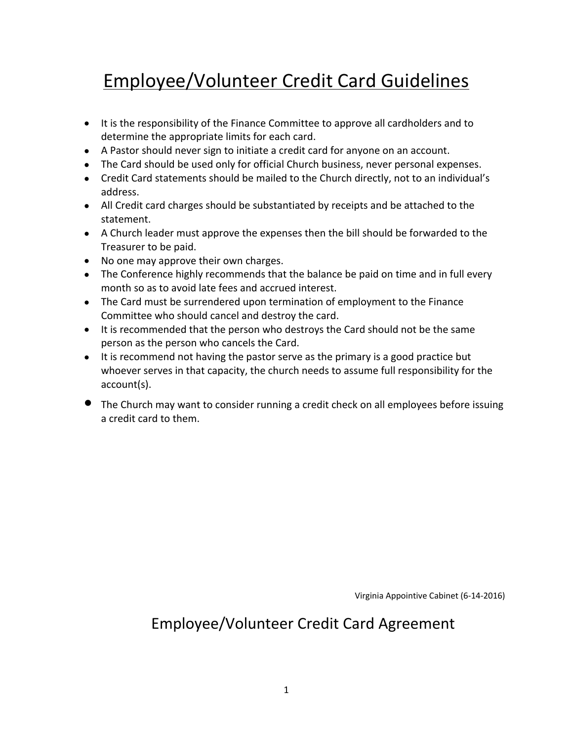# Employee/Volunteer Credit Card Guidelines

- It is the responsibility of the Finance Committee to approve all cardholders and to determine the appropriate limits for each card.
- A Pastor should never sign to initiate a credit card for anyone on an account.
- The Card should be used only for official Church business, never personal expenses.
- Credit Card statements should be mailed to the Church directly, not to an individual's address.
- All Credit card charges should be substantiated by receipts and be attached to the statement.
- A Church leader must approve the expenses then the bill should be forwarded to the Treasurer to be paid.
- No one may approve their own charges.
- The Conference highly recommends that the balance be paid on time and in full every month so as to avoid late fees and accrued interest.
- The Card must be surrendered upon termination of employment to the Finance Committee who should cancel and destroy the card.
- It is recommended that the person who destroys the Card should not be the same person as the person who cancels the Card.
- It is recommend not having the pastor serve as the primary is a good practice but whoever serves in that capacity, the church needs to assume full responsibility for the account(s).
- The Church may want to consider running a credit check on all employees before issuing a credit card to them.

Virginia Appointive Cabinet (6-14-2016)

## Employee/Volunteer Credit Card Agreement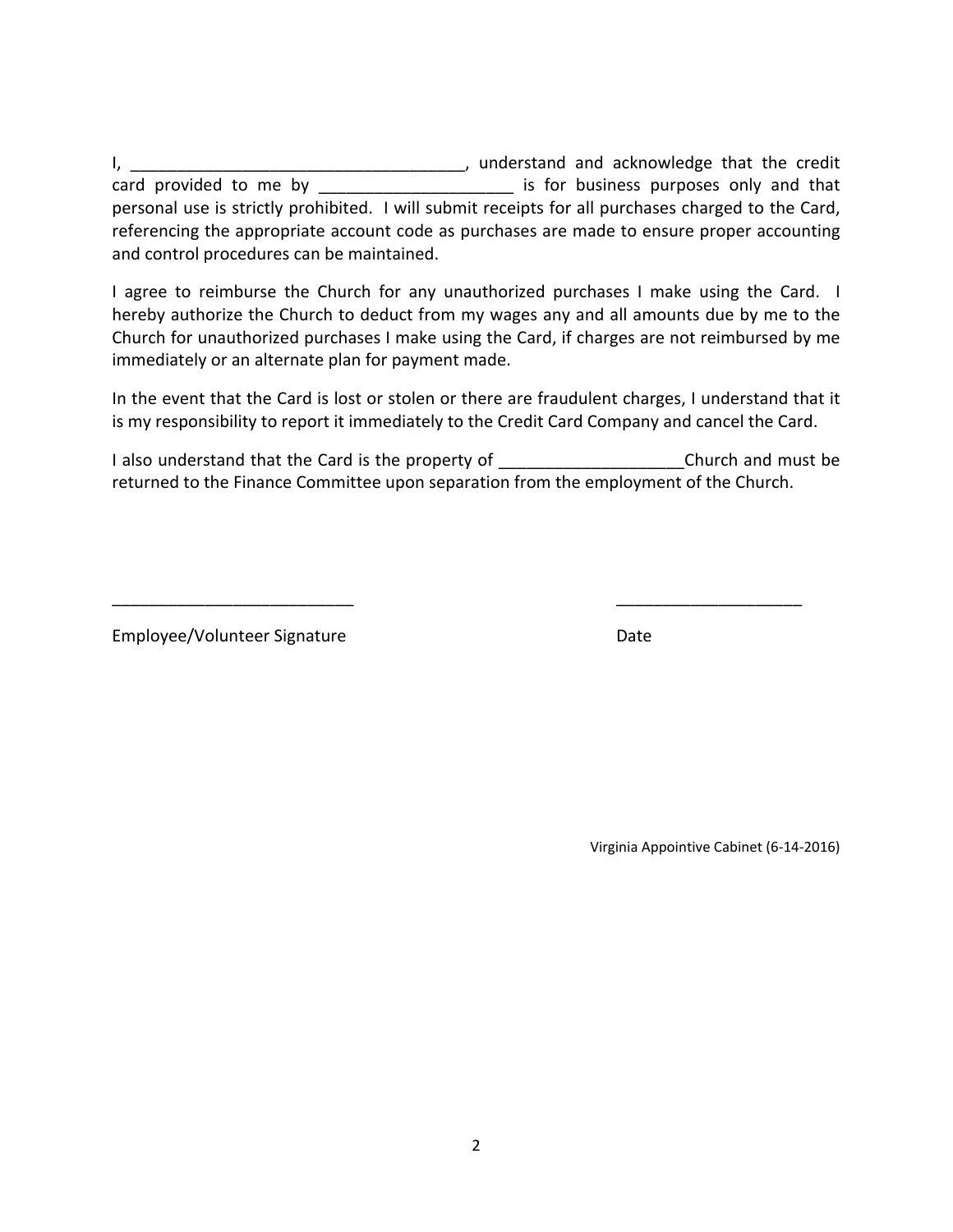I, ____________________________________, understand and acknowledge that the credit card provided to me by ____________________ is for business purposes only and that personal use is strictly prohibited. I will submit receipts for all purchases charged to the Card, referencing the appropriate account code as purchases are made to ensure proper accounting and control procedures can be maintained.

I agree to reimburse the Church for any unauthorized purchases I make using the Card. I hereby authorize the Church to deduct from my wages any and all amounts due by me to the Church for unauthorized purchases I make using the Card, if charges are not reimbursed by me immediately or an alternate plan for payment made.

In the event that the Card is lost or stolen or there are fraudulent charges, I understand that it is my responsibility to report it immediately to the Credit Card Company and cancel the Card.

I also understand that the Card is the property of ___________________Church and must be returned to the Finance Committee upon separation from the employment of the Church.

__________________________ ____________________

Employee/Volunteer Signature Date

Virginia Appointive Cabinet (6-14-2016)